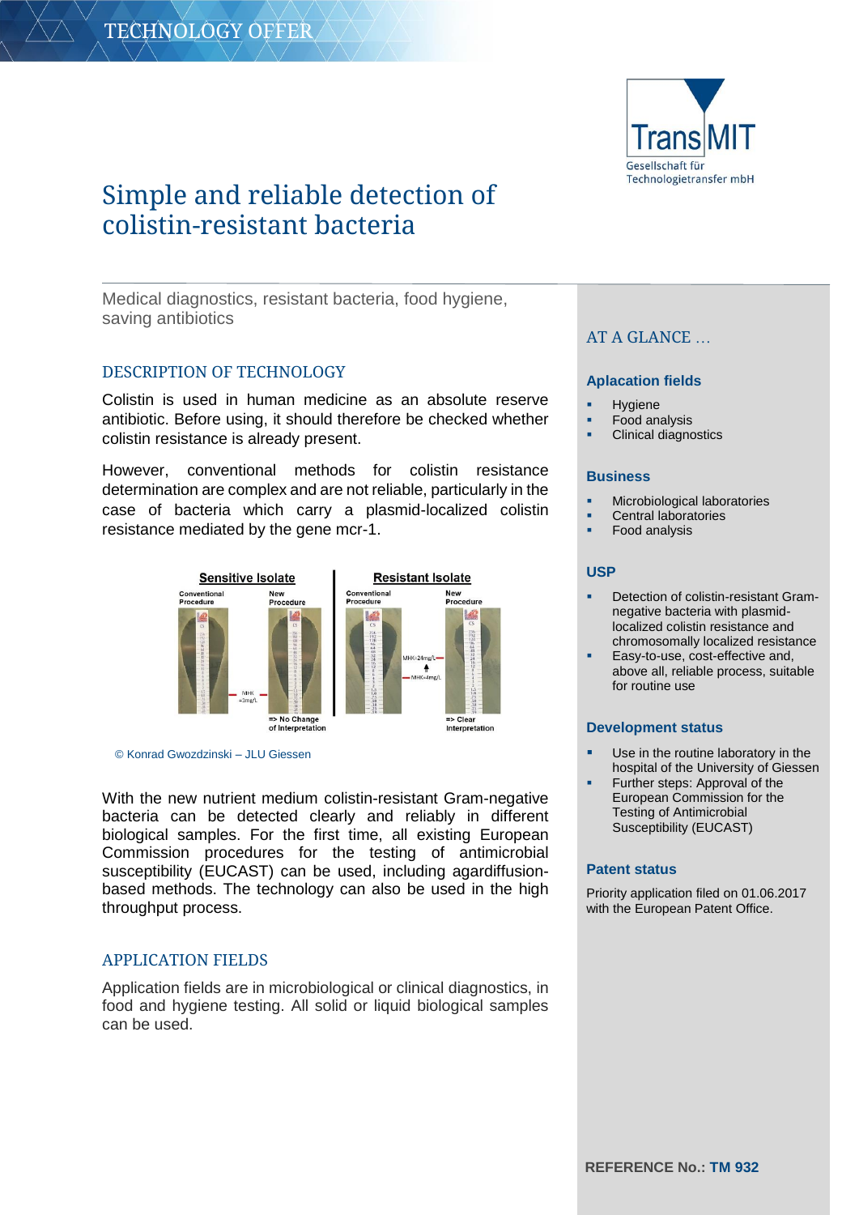TECHNOLOGY OFFER

TransMIT Gesellschaft für Technologietransfer mbH

# Simple and reliable detection of colistin-resistant bacteria

Medical diagnostics, resistant bacteria, food hygiene, saving antibiotics

## DESCRIPTION OF TECHNOLOGY

Colistin is used in human medicine as an absolute reserve antibiotic. Before using, it should therefore be checked whether colistin resistance is already present.

However, conventional methods for colistin resistance determination are complex and are not reliable, particularly in the case of bacteria which carry a plasmid-localized colistin resistance mediated by the gene mcr-1.

© Konrad Gwozdzinski – JLU Giessen

With the new nutrient medium colistin-resistant Gram-negative bacteria can be detected clearly and reliably in different biological samples. For the first time, all existing European Commission procedures for the testing of antimicrobial susceptibility (EUCAST) can be used, including agardiffusion-based methods. The technology can also be used in the high throughput process.

## APPLICATION FIELDS

Application fields are in microbiological or clinical diagnostics, in food and hygiene testing. All solid or liquid biological samples can be used.

## AT A GLANCE …

### Aplacation fields

- Hygiene
- Food analysis
- Clinical diagnostics

### Business

- Microbiological laboratories
- Central laboratories
- Food analysis

### USP

- Detection of colistin-resistant Gram-negative bacteria with plasmid-localized colistin resistance and chromosomally localized resistance
- Easy-to-use, cost-effective and, above all, reliable process, suitable for routine use

### Development status

- Use in the routine laboratory in the hospital of the University of Giessen
- Further steps: Approval of the European Commission for the Testing of Antimicrobial Susceptibility (EUCAST)

### Patent status

Priority application filed on 01.06.2017 with the European Patent Office.

**REFERENCE No.: TM 932**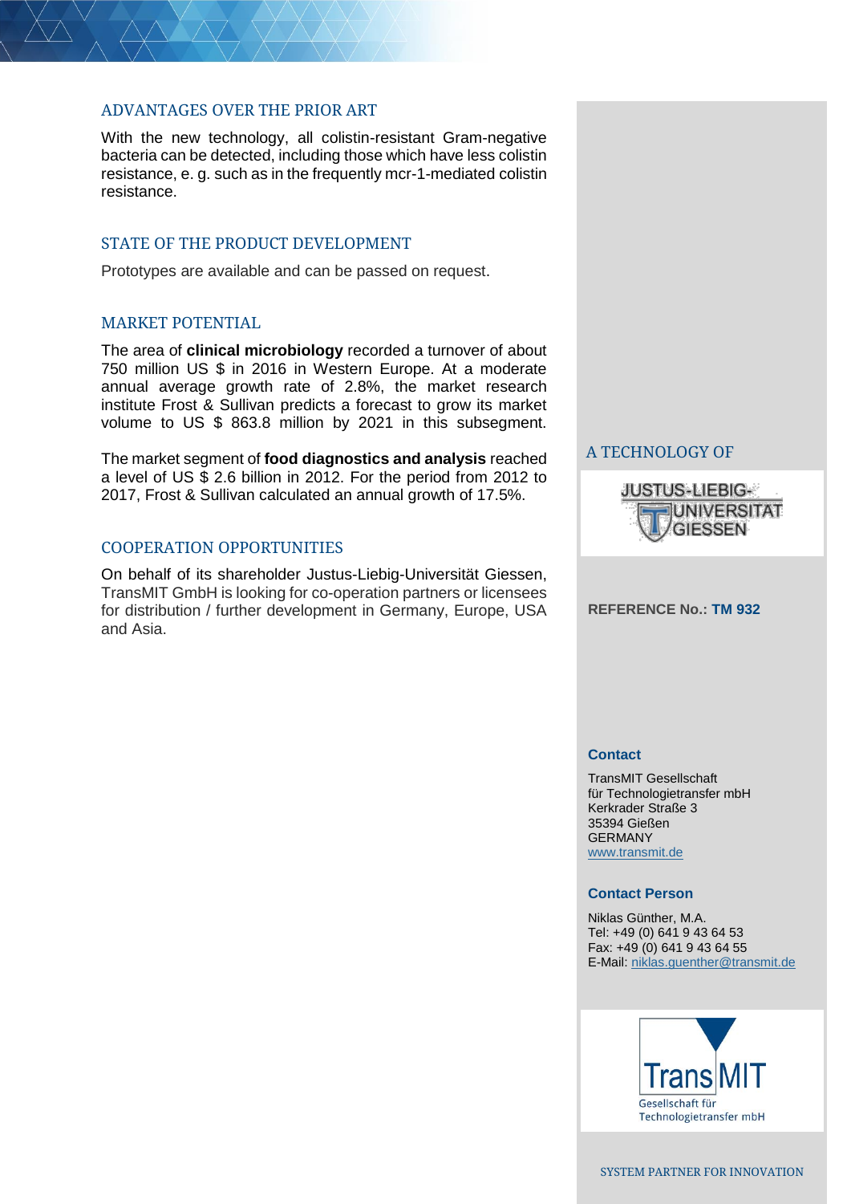## ADVANTAGES OVER THE PRIOR ART

With the new technology, all colistin-resistant Gram-negative bacteria can be detected, including those which have less colistin resistance, e. g. such as in the frequently mcr-1-mediated colistin resistance.

## STATE OF THE PRODUCT DEVELOPMENT

Prototypes are available and can be passed on request.

## MARKET POTENTIAL

The area of **clinical microbiology** recorded a turnover of about 750 million US $ in 2016 in Western Europe. At a moderate annual average growth rate of 2.8%, the market research institute Frost & Sullivan predicts a forecast to grow its market volume to US $ 863.8 million by 2021 in this subsegment.

The market segment of **food diagnostics and analysis** reached a level of US $ 2.6 billion in 2012. For the period from 2012 to 2017, Frost & Sullivan calculated an annual growth of 17.5%.

## COOPERATION OPPORTUNITIES

On behalf of its shareholder Justus-Liebig-Universität Giessen, TransMIT GmbH is looking for co-operation partners or licensees for distribution / further development in Germany, Europe, USA and Asia.

## A TECHNOLOGY OF

JUSTUS-LIEBIG-UNIVERSITÄT GIESSEN

**REFERENCE No.: TM 932**

### Contact

TransMIT Gesellschaft
für Technologietransfer mbH
Kerkrader Straße 3
35394 Gießen
GERMANY
www.transmit.de

### Contact Person

Niklas Günther, M.A.
Tel: +49 (0) 641 9 43 64 53
Fax: +49 (0) 641 9 43 64 55
E-Mail: niklas.guenther@transmit.de

TransMIT
Gesellschaft für
Technologietransfer mbH

SYSTEM PARTNER FOR INNOVATION